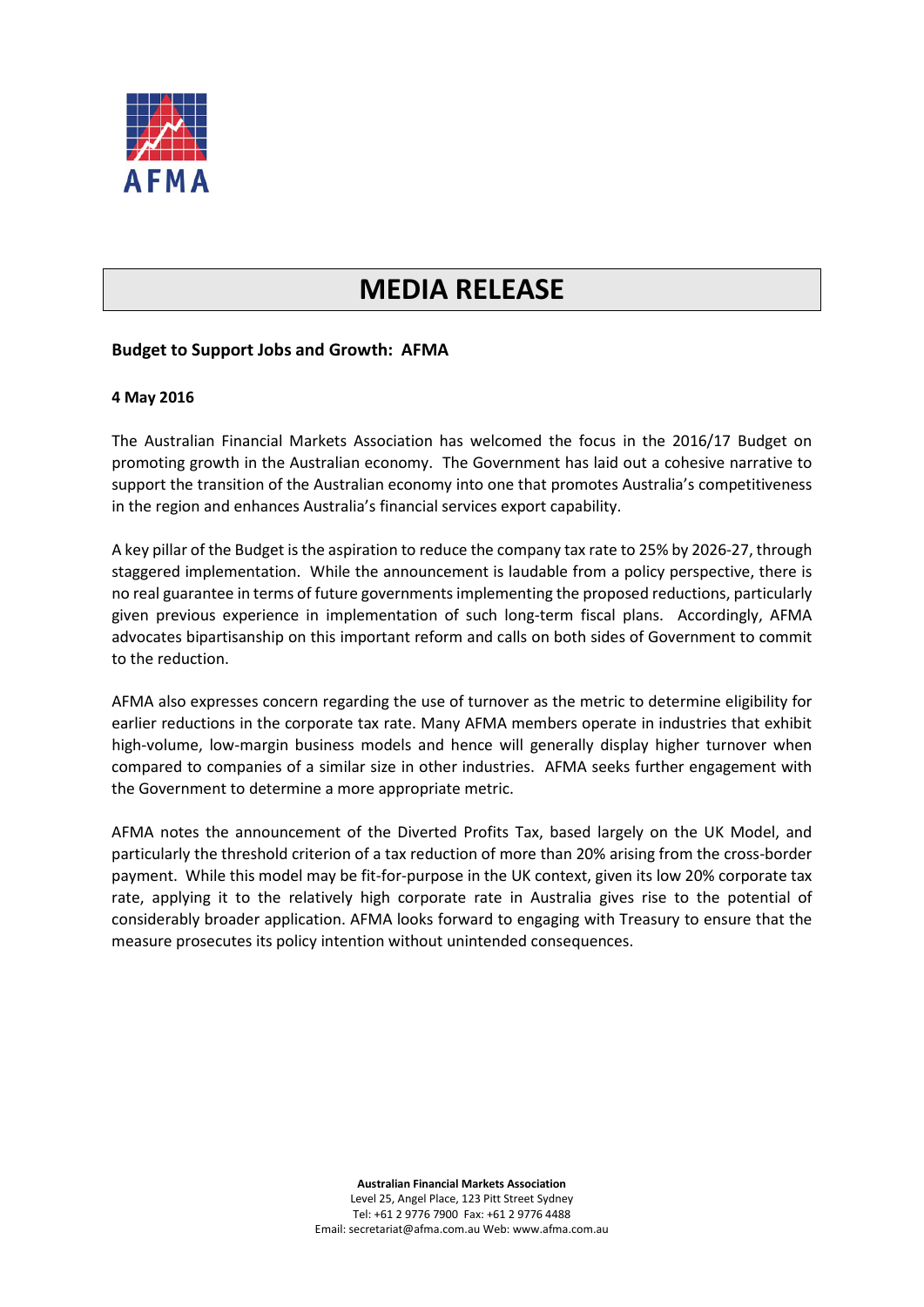AFMA

# MEDIA RELEASE

**Budget to Support Jobs and Growth: AFMA**

**4 May 2016**

The Australian Financial Markets Association has welcomed the focus in the 2016/17 Budget on promoting growth in the Australian economy. The Government has laid out a cohesive narrative to support the transition of the Australian economy into one that promotes Australia's competitiveness in the region and enhances Australia's financial services export capability.

A key pillar of the Budget is the aspiration to reduce the company tax rate to 25% by 2026-27, through staggered implementation. While the announcement is laudable from a policy perspective, there is no real guarantee in terms of future governments implementing the proposed reductions, particularly given previous experience in implementation of such long-term fiscal plans. Accordingly, AFMA advocates bipartisanship on this important reform and calls on both sides of Government to commit to the reduction.

AFMA also expresses concern regarding the use of turnover as the metric to determine eligibility for earlier reductions in the corporate tax rate. Many AFMA members operate in industries that exhibit high-volume, low-margin business models and hence will generally display higher turnover when compared to companies of a similar size in other industries. AFMA seeks further engagement with the Government to determine a more appropriate metric.

AFMA notes the announcement of the Diverted Profits Tax, based largely on the UK Model, and particularly the threshold criterion of a tax reduction of more than 20% arising from the cross-border payment. While this model may be fit-for-purpose in the UK context, given its low 20% corporate tax rate, applying it to the relatively high corporate rate in Australia gives rise to the potential of considerably broader application. AFMA looks forward to engaging with Treasury to ensure that the measure prosecutes its policy intention without unintended consequences.

**Australian Financial Markets Association**
Level 25, Angel Place, 123 Pitt Street Sydney
Tel: +61 2 9776 7900 Fax: +61 2 9776 4488
Email: secretariat@afma.com.au Web: www.afma.com.au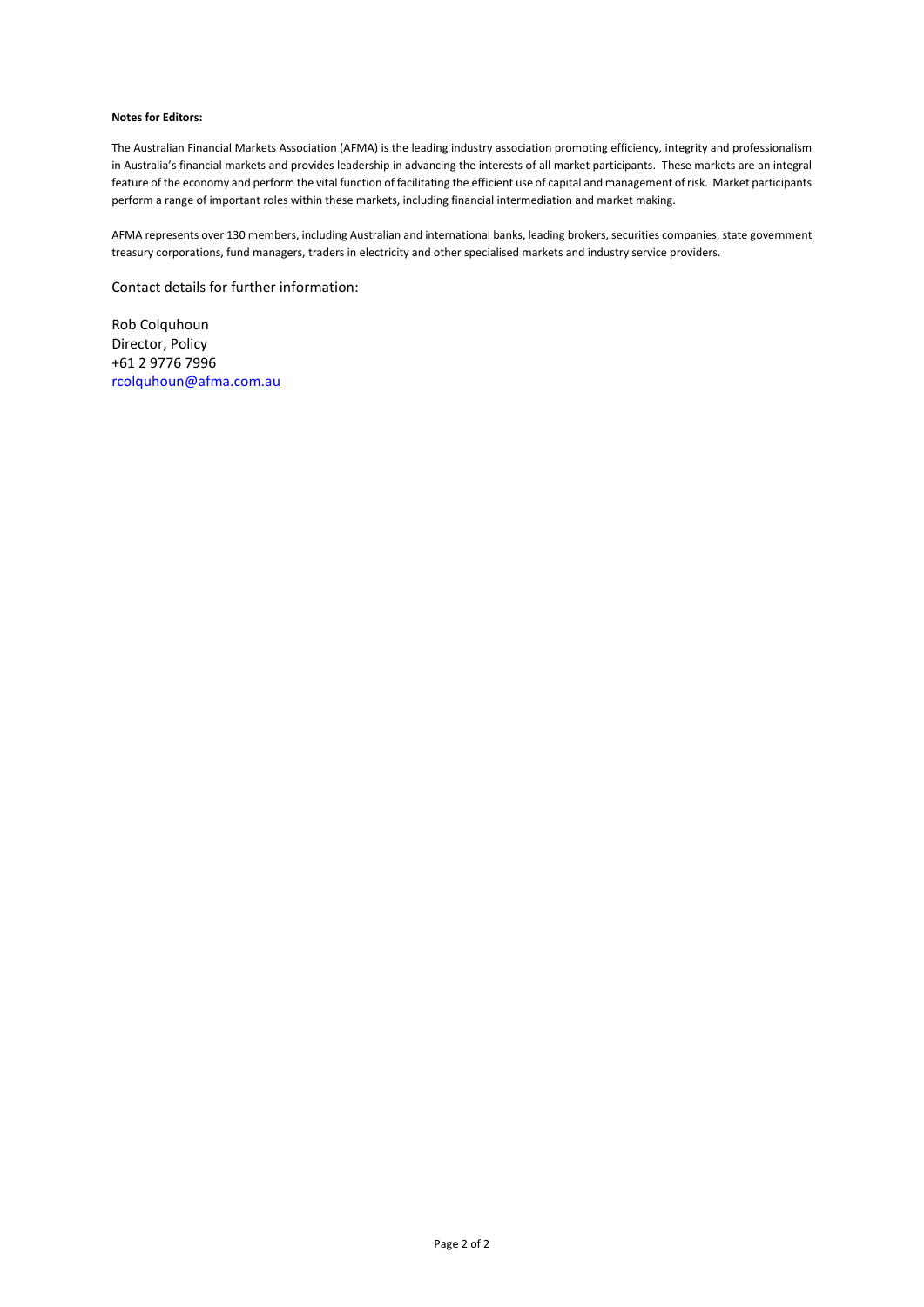**Notes for Editors:**

The Australian Financial Markets Association (AFMA) is the leading industry association promoting efficiency, integrity and professionalism in Australia's financial markets and provides leadership in advancing the interests of all market participants. These markets are an integral feature of the economy and perform the vital function of facilitating the efficient use of capital and management of risk. Market participants perform a range of important roles within these markets, including financial intermediation and market making.

AFMA represents over 130 members, including Australian and international banks, leading brokers, securities companies, state government treasury corporations, fund managers, traders in electricity and other specialised markets and industry service providers.

Contact details for further information:

Rob Colquhoun
Director, Policy
+61 2 9776 7996
rcolquhoun@afma.com.au